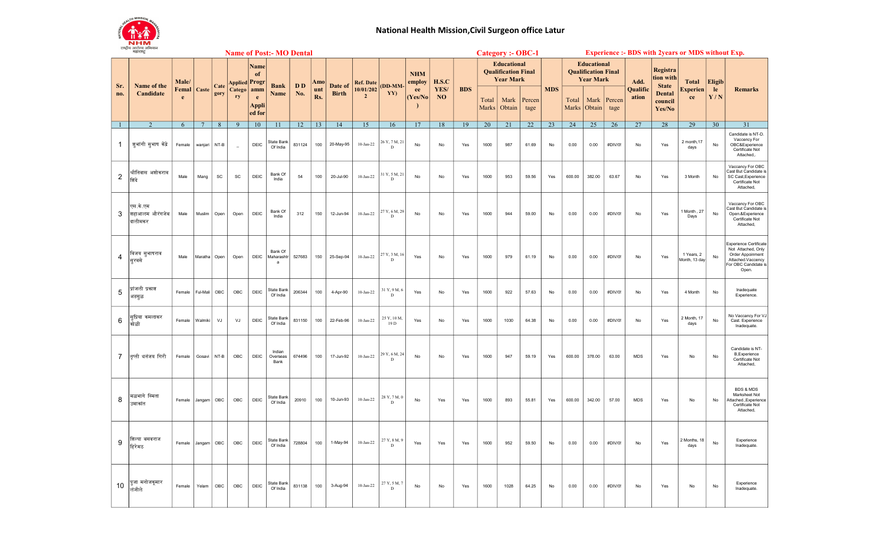# National Health Mission,Civil Surgeon office Latur

**Name of Post:- MO Dental** | **Category :- OBC-1** | **Experience :- BDS with 2years or MDS without Exp.**

| Sr. no. | Name of the Candidate | Male/ Female | Caste | Category | Applied Category | Name of Programme Applied for | Bank Name | D D No. | Amount Rs. | Date of Birth | Ref. Date 10/01/2022 | (DD-MM-YY) | NHM employee (Yes/No) | H.S.C YES/ NO | BDS | Educational Qualification Final Year Mark | | | MDS | Educational Qualification Final Year Mark | | | Add. Qualification | Registration with State Dental council Yes/No | Total Experience | Eligible Y / N | Remarks |
|---|---|---|---|---|---|---|---|---|---|---|---|---|---|---|---|---|---|---|---|---|---|---|---|---|---|---|---|
| | | | | | | | | | | | | | | | | Total Marks | Mark Obtain | Percentage | | Total Marks | Mark Obtain | Percentage | | | | | |
| 1 | 2 | 6 | 7 | 8 | 9 | 10 | 11 | 12 | 13 | 14 | 15 | 16 | 17 | 18 | 19 | 20 | 21 | 22 | 23 | 24 | 25 | 26 | 27 | 28 | 29 | 30 | 31 |
| 1 | शुभांगी सुभाष केंद्रे | Female | wanjari | NT-B | _ | DEIC | State Bank Of India | 831124 | 100 | 20-May-95 | 10-Jan-22 | 26 Y, 7 M, 21 D | No | No | Yes | 1600 | 987 | 61.69 | No | 0.00 | 0.00 | #DIV/0! | No | Yes | 2 month,17 days | No | Candidate is NT-D. Vaccancy For OBC&Experience Certificate Not Attached,. |
| 2 | श्रीनिवास अशोकराव शिंदे | Male | Mang | SC | SC | DEIC | Bank Of India | 54 | 100 | 20-Jul-90 | 10-Jan-22 | 31 Y, 5 M, 21 D | No | No | Yes | 1600 | 953 | 59.56 | Yes | 600.00 | 382.00 | 63.67 | No | Yes | 3 Month | No | Vaccancy For OBC Cast But Candidate is SC Cast,Experience Certificate Not Attached, |
| 3 | एस.के.एम सहाआलम औरंगजेब दाळीमकर | Male | Muslim | Open | Open | DEIC | Bank Of India | 312 | 150 | 12-Jun-94 | 10-Jan-22 | 27 Y, 6 M, 29 D | No | No | Yes | 1600 | 944 | 59.00 | No | 0.00 | 0.00 | #DIV/0! | No | Yes | 1 Month , 27 Days | No | Vaccancy For OBC Cast But Candidate is Open.&Experience Certificate Not Attached, |
| 4 | विजय सुभाषराव सुरवसे | Male | Maratha | Open | Open | DEIC | Bank Of Maharashtra | 527683 | 150 | 25-Sep-94 | 10-Jan-22 | 27 Y, 3 M, 16 D | Yes | No | Yes | 1600 | 979 | 61.19 | No | 0.00 | 0.00 | #DIV/0! | No | Yes | 1 Years, 2 Month, 13 day | No | Experience Certificate Not Attached, Only Order Appoinment Attached.Vaccency For OBC Candidate is Open. |
| 5 | प्रांजली प्रकाश अडसुळ | Female | Ful-Mali | OBC | OBC | DEIC | State Bank Of India | 206344 | 100 | 4-Apr-90 | 10-Jan-22 | 31 Y, 9 M, 6 D | Yes | No | Yes | 1600 | 922 | 57.63 | No | 0.00 | 0.00 | #DIV/0! | No | Yes | 4 Month | No | Inadequate Experience. |
| 6 | सुप्रिया कमलाकर कोळी | Female | Walmiki | VJ | VJ | DEIC | State Bank Of India | 831150 | 100 | 22-Feb-96 | 10-Jan-22 | 25 Y, 10 M, 19 D | Yes | No | Yes | 1600 | 1030 | 64.38 | No | 0.00 | 0.00 | #DIV/0! | No | Yes | 2 Month, 17 days | No | No Vaccancy For VJ Cast. Experience Inadequate. |
| 7 | तृप्ती धनंजय गिरी | Female | Gosavi | NT-B | OBC | DEIC | Indian Overseas Bank | 674496 | 100 | 17-Jun-92 | 10-Jan-22 | 29 Y, 6 M, 24 D | No | No | Yes | 1600 | 947 | 59.19 | Yes | 600.00 | 378.00 | 63.00 | MDS | Yes | No | No | Candidate is NT-B.Experience Certificate Not Attached, |
| 8 | मळभागे स्मिता उमाकांत | Female | Jangam | OBC | OBC | DEIC | State Bank Of India | 20910 | 100 | 10-Jun-93 | 10-Jan-22 | 28 Y, 7 M, 0 D | No | Yes | Yes | 1600 | 893 | 55.81 | Yes | 600.00 | 342.00 | 57.00 | MDS | Yes | No | No | BDS & MDS Marksheet Not Attached.,Experience Certificate Not Attached, |
| 9 | शिल्पा बसवराज हिरेमठ | Female | Jangam | OBC | OBC | DEIC | State Bank Of India | 728804 | 100 | 1-May-94 | 10-Jan-22 | 27 Y, 8 M, 9 D | Yes | Yes | Yes | 1600 | 952 | 59.50 | No | 0.00 | 0.00 | #DIV/0! | No | Yes | 2 Months, 18 days | No | Experience Inadequate. |
| 10 | पुजा मनोजकुमार लंजीले | Female | Yelam | OBC | OBC | DEIC | State Bank Of India | 831138 | 100 | 3-Aug-94 | 10-Jan-22 | 27 Y, 5 M, 7 D | No | No | Yes | 1600 | 1028 | 64.25 | No | 0.00 | 0.00 | #DIV/0! | No | Yes | No | No | Experience Inadequate. |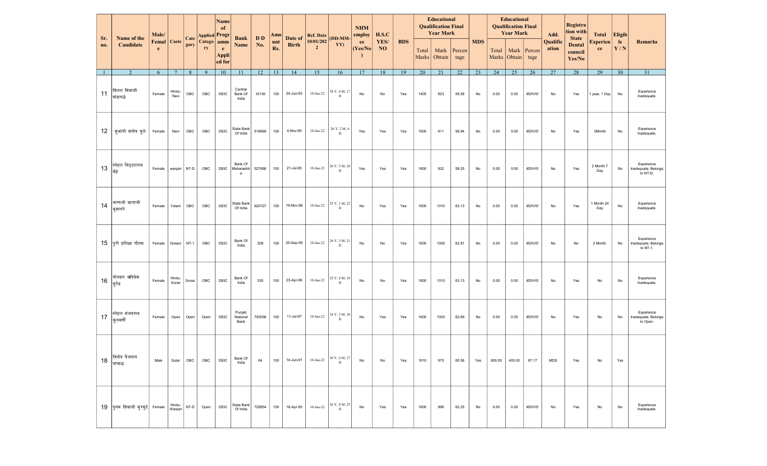| Sr. no. | Name of the Candidate | Male/ Female | Caste | Category | Applied Category | Name of Programme Applied for | Bank Name | D D No. | Amount Rs. | Date of Birth | Ref. Date 10/01/2022 | (DD-MM-YY) | NHM employee (Yes/No) | H.S.C YES/ NO | BDS | Educational Qualification Final Year Mark | | | MDS | Educational Qualification Final Year Mark | | | Add. Qualification | Registration with State Dental council Yes/No | Total Experience | Eligible Y / N | Remarks |
|---|---|---|---|---|---|---|---|---|---|---|---|---|---|---|---|---|---|---|---|---|---|---|---|---|---|---|---|
| | | | | | | | | | | | | | | | | Total Marks | Mark Obtain | Percentage | | Total Marks | Mark Obtain | Percentage | | | | | |
| 1 | 2 | 6 | 7 | 8 | 9 | 10 | 11 | 12 | 13 | 14 | 15 | 16 | 17 | 18 | 19 | 20 | 21 | 22 | 23 | 24 | 25 | 26 | 27 | 28 | 29 | 30 | 31 |
| 11 | शितल शिवाजी खंडागळे | Female | Hindu-Navi | OBC | OBC | DEIC | Central Bank Of India | 16139 | 100 | 24-Jun-83 | 10-Jan-22 | 38 Y, 6 M, 17 D | No | No | Yes | 1405 | 823 | 58.58 | No | 0.00 | 0.00 | #DIV/0! | No | Yes | 1 year, 1 Day | No | Experience Inadequate. |
| 12 | शुभांगी संतोष चुले | Female | Navi | OBC | OBC | DEIC | State Bank Of India | 516669 | 100 | 4-Nov-95 | 10-Jan-22 | 26 Y, 2 M, 6 D | Yes | Yes | Yes | 1600 | 911 | 56.94 | No | 0.00 | 0.00 | #DIV/0! | No | Yes | 3Month | No | Experience Inadequate. |
| 13 | स्नेहल विठ्ठलराव केंद्रे | Female | wanjari | NT-D | OBC | DEIC | Bank Of Maharashtra | 527686 | 100 | 21-Jul-95 | 10-Jan-22 | 26 Y, 5 M, 20 D | Yes | Yes | Yes | 1600 | 932 | 58.25 | No | 0.00 | 0.00 | #DIV/0! | No | Yes | 2 Month 7 Day | No | Experience Inadequate. Belongs to NT-D. |
| 14 | भाग्यश्री बालाजी भुसागरे | Female | Yelam | OBC | OBC | DEIC | State Bank Of India | 620727 | 100 | 19-Nov-96 | 10-Jan-22 | 25 Y, 1 M, 22 D | No | Yes | Yes | 1600 | 1010 | 63.13 | No | 0.00 | 0.00 | #DIV/0! | No | Yes | 1 Month 24 Day | No | Experience Inadequate. |
| 15 | पुरी प्रतिक्षा गौतम | Female | Gosavi | NT-1 | OBC | DEIC | Bank Of India | 308 | 100 | 20-Sep-95 | 10-Jan-22 | 26 Y, 3 M, 21 D | No | No | Yes | 1600 | 1005 | 62.81 | No | 0.00 | 0.00 | #DIV/0! | No | No | 2 Month. | No | Experience Inadequate. Belongs to NT-1. |
| 16 | पोतदार ऋषिकेश सुरेंद्र | Female | Hindu-Sonar | Sonar | OBC | DEIC | Bank Of India | 335 | 100 | 23-Apr-96 | 10-Jan-22 | 25 Y, 8 M, 18 D | No | No | Yes | 1600 | 1010 | 63.13 | No | 0.00 | 0.00 | #DIV/0! | No | Yes | No | No | Experience Inadequate. |
| 17 | स्नेहल संजयराव कुलकर्णी | Female | Open | Open | Open | DEIC | Punjab National Bank | 745056 | 150 | 11-Jul-97 | 10-Jan-22 | 24 Y, 5 M, 30 D | No | Yes | Yes | 1600 | 1003 | 62.69 | No | 0.00 | 0.00 | #DIV/0! | No | Yes | No | No | Experience Inadequate. Belongs to Open. |
| 18 | विनोद वैजनाथ पांचाळ | Male | Sutar | OBC | OBC | DEIC | Bank Of India | 64 | 100 | 14-Jun-91 | 10-Jan-22 | 30 Y, 6 M, 27 D | No | No | Yes | 1610 | 975 | 60.56 | Yes | 600.00 | 403.00 | 67.17 | MDS | Yes | No | Yes | |
| 19 | पुनम शिवाजी मुरकुटे | Female | Hindu-Wanjari | NT-D | Open | DEIC | State Bank Of India | 728854 | 150 | 16-Apr-95 | 10-Jan-22 | 26 Y, 8 M, 25 D | No | Yes | Yes | 1600 | 996 | 62.25 | No | 0.00 | 0.00 | #DIV/0! | No | Yes | No | No | Experience Inadequate. |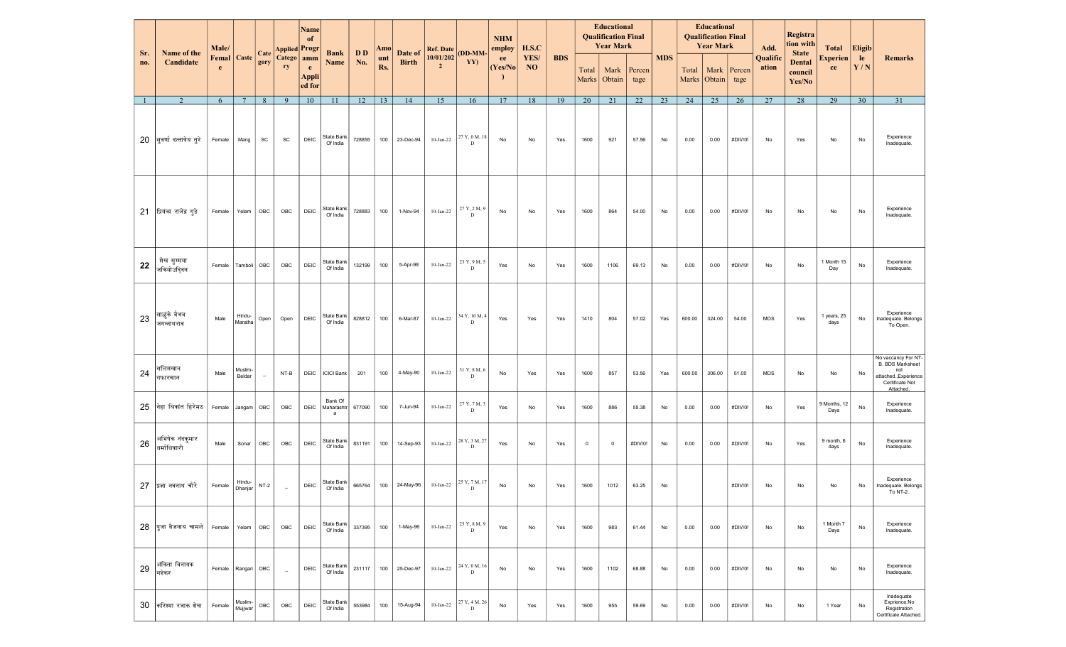| Sr. no. | Name of the Candidate | Male/ Female | Caste | Category | Applied Category | Name of Programme Applied for | Bank Name | D D No. | Amount Rs. | Date of Birth | Ref. Date 10/01/2022 | (DD-MM-YY) | NHM employee (Yes/No) | H.S.C YES/ NO | BDS | Educational Qualification Final Year Mark | | | MDS | Educational Qualification Final Year Mark | | | Add. Qualification | Registration with State Dental council Yes/No | Total Experience | Eligible Y / N | Remarks |
|---|---|---|---|---|---|---|---|---|---|---|---|---|---|---|---|---|---|---|---|---|---|---|---|---|---|---|---|
| | | | | | | | | | | | | | | | | Total Marks | Mark Obtain | Percentage | | Total Marks | Mark Obtain | Percentage | | | | | |
| 1 | 2 | 6 | 7 | 8 | 9 | 10 | 11 | 12 | 13 | 14 | 15 | 16 | 17 | 18 | 19 | 20 | 21 | 22 | 23 | 24 | 25 | 26 | 27 | 28 | 29 | 30 | 31 |
| 20 | सुवर्णा दत्तात्रेय तुरे | Female | Mang | SC | SC | DEIC | State Bank Of India | 728855 | 100 | 23-Dec-94 | 10-Jan-22 | 27 Y, 0 M, 18 D | No | No | Yes | 1600 | 921 | 57.56 | No | 0.00 | 0.00 | #DIV/0! | No | Yes | No | No | Experience Inadequate. |
| 21 | प्रियंका राजेंद्र गुडे | Female | Yelam | OBC | OBC | DEIC | State Bank Of India | 728883 | 100 | 1-Nov-94 | 10-Jan-22 | 27 Y, 2 M, 9 D | No | No | Yes | 1600 | 864 | 54.00 | No | 0.00 | 0.00 | #DIV/0! | No | No | No | No | Experience Inadequate. |
| 22 | शेख सुम्मया जकियोउद्दिन | Female | Tamboli | OBC | OBC | DEIC | State Bank Of India | 132199 | 100 | 5-Apr-98 | 10-Jan-22 | 23 Y, 9 M, 5 D | Yes | No | Yes | 1600 | 1106 | 69.13 | No | 0.00 | 0.00 | #DIV/0! | No | No | 1 Month 15 Day | No | Experience Inadequate. |
| 23 | साळुंके वैभव जगन्नाथराव | Male | Hindu-Maratha | Open | Open | DEIC | State Bank Of India | 828812 | 100 | 6-Mar-87 | 10-Jan-22 | 34 Y, 10 M, 4 D | Yes | Yes | Yes | 1410 | 804 | 57.02 | Yes | 600.00 | 324.00 | 54.00 | MDS | Yes | 1 years, 25 days | No | Experience Inadequate. Belongs To Open. |
| 24 | सलिमखान गफारखान | Male | Muslim-Beldar | _ | NT-B | DEIC | ICICI Bank | 201 | 100 | 4-May-90 | 10-Jan-22 | 31 Y, 8 M, 6 D | No | Yes | Yes | 1600 | 857 | 53.56 | Yes | 600.00 | 306.00 | 51.00 | MDS | No | No | No | No vaccancy For NT-B. BDS Marksheet not attached..Experience Certificate Not Attached, |
| 25 | नेहा श्रिकांत हिरेमठ | Female | Jangam | OBC | OBC | DEIC | Bank Of Maharashtra | 677090 | 100 | 7-Jun-94 | 10-Jan-22 | 27 Y, 7 M, 3 D | Yes | No | Yes | 1600 | 886 | 55.38 | No | 0.00 | 0.00 | #DIV/0! | No | Yes | 9 Months, 12 Days | No | Experience Inadequate. |
| 26 | अभिषेक नंदकुमार धर्माधिकारी | Male | Sonar | OBC | OBC | DEIC | State Bank Of India | 831191 | 100 | 14-Sep-93 | 10-Jan-22 | 28 Y, 3 M, 27 D | Yes | No | Yes | 0 | 0 | #DIV/0! | No | 0.00 | 0.00 | #DIV/0! | No | Yes | 9 month, 6 days | No | Experience Inadequate. |
| 27 | प्रज्ञा नवनाथ चौरे | Female | Hindu-Dhanjar | NT-2 | _ | DEIC | State Bank Of India | 665764 | 100 | 24-May-96 | 10-Jan-22 | 25 Y, 7 M, 17 D | No | No | Yes | 1600 | 1012 | 63.25 | No | | | #DIV/0! | No | No | No | No | Experience Inadequate. Belongs To NT-2. |
| 28 | पुजा वैजनाथ चामले | Female | Yelam | OBC | OBC | DEIC | State Bank Of India | 337395 | 100 | 1-May-96 | 10-Jan-22 | 25 Y, 8 M, 9 D | Yes | No | Yes | 1600 | 983 | 61.44 | No | 0.00 | 0.00 | #DIV/0! | No | No | 1 Month 7 Days | No | Experience Inadequate. |
| 29 | अंकिता विनायक गडेकर | Female | Rangari | OBC | _ | DEIC | State Bank Of India | 231117 | 100 | 25-Dec-97 | 10-Jan-22 | 24 Y, 0 M, 16 D | No | No | Yes | 1600 | 1102 | 68.88 | No | 0.00 | 0.00 | #DIV/0! | No | No | No | No | Experience Inadequate. |
| 30 | करिश्मा रजाक शेख | Female | Muslim-Mujjwar | OBC | OBC | DEIC | State Bank Of India | 553984 | 100 | 15-Aug-94 | 10-Jan-22 | 27 Y, 4 M, 26 D | No | Yes | Yes | 1600 | 955 | 59.69 | No | 0.00 | 0.00 | #DIV/0! | No | No | 1 Year | No | Inadequate Exprience.No Registration Certificate Attached. |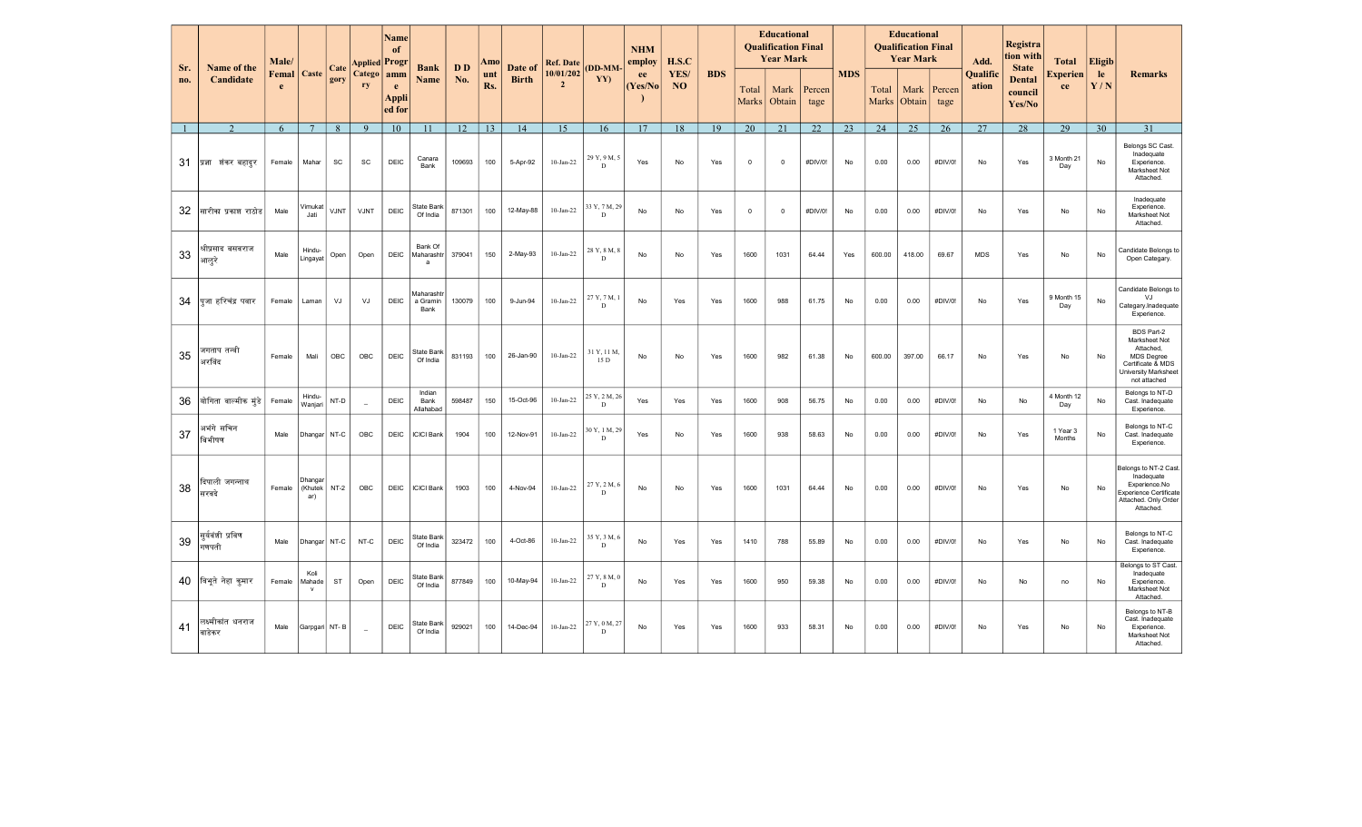| Sr. no. | Name of the Candidate | Male/ Female | Caste | Category | Applied Category | Name of Programme Applied for | Bank Name | D D No. | Amount Rs. | Date of Birth | Ref. Date 10/01/2022 | (DD-MM-YY) | NHM employee (Yes/No) | H.S.C YES/ NO | BDS | Educational Qualification Final Year Mark | | | MDS | Educational Qualification Final Year Mark | | | Add. Qualification | Registration with State Dental council Yes/No | Total Experience | Eligible Y / N | Remarks |
|---|---|---|---|---|---|---|---|---|---|---|---|---|---|---|---|---|---|---|---|---|---|---|---|---|---|---|---|
| | | | | | | | | | | | | | | | | Total Marks | Mark Obtain | Percentage | | Total Marks | Mark Obtain | Percentage | | | | | |
| 1 | 2 | 6 | 7 | 8 | 9 | 10 | 11 | 12 | 13 | 14 | 15 | 16 | 17 | 18 | 19 | 20 | 21 | 22 | 23 | 24 | 25 | 26 | 27 | 28 | 29 | 30 | 31 |
| 31 | प्रज्ञा शंकर बहादुर | Female | Mahar | SC | SC | DEIC | Canara Bank | 109693 | 100 | 5-Apr-92 | 10-Jan-22 | 29 Y, 9 M, 5 D | Yes | No | Yes | 0 | 0 | #DIV/0! | No | 0.00 | 0.00 | #DIV/0! | No | Yes | 3 Month 21 Day | No | Belongs SC Cast. Inadequate Experience. Marksheet Not Attached. |
| 32 | सारीका प्रकाश राठोड | Male | Vimukat Jati | VJNT | VJNT | DEIC | State Bank Of India | 871301 | 100 | 12-May-88 | 10-Jan-22 | 33 Y, 7 M, 29 D | No | No | Yes | 0 | 0 | #DIV/0! | No | 0.00 | 0.00 | #DIV/0! | No | Yes | No | No | Inadequate Experience. Marksheet Not Attached. |
| 33 | श्रीप्रसाद बसवराज आलुरे | Male | Hindu-Lingayat | Open | Open | DEIC | Bank Of Maharashtra | 379041 | 150 | 2-May-93 | 10-Jan-22 | 28 Y, 8 M, 8 D | No | No | Yes | 1600 | 1031 | 64.44 | Yes | 600.00 | 418.00 | 69.67 | MDS | Yes | No | No | Candidate Belongs to Open Category. |
| 34 | पुजा हरिचंद्र पवार | Female | Laman | VJ | VJ | DEIC | Maharashtra Gramin Bank | 130079 | 100 | 9-Jun-94 | 10-Jan-22 | 27 Y, 7 M, 1 D | No | Yes | Yes | 1600 | 988 | 61.75 | No | 0.00 | 0.00 | #DIV/0! | No | Yes | 9 Month 15 Day | No | Candidate Belongs to VJ Category.Inadequate Experience. |
| 35 | जगताप तन्वी अरविंद | Female | Mali | OBC | OBC | DEIC | State Bank Of India | 831193 | 100 | 26-Jan-90 | 10-Jan-22 | 31 Y, 11 M, 15 D | No | No | Yes | 1600 | 982 | 61.38 | No | 600.00 | 397.00 | 66.17 | No | Yes | No | No | BDS Part-2 Marksheet Not Attached, MDS Degree Certificate & MDS University Marksheet not attached |
| 36 | योगिता वाल्मीक मुंडे | Female | Hindu-Wanjari | NT-D | _ | DEIC | Indian Bank Allahabad | 598487 | 150 | 15-Oct-96 | 10-Jan-22 | 25 Y, 2 M, 26 D | Yes | Yes | Yes | 1600 | 908 | 56.75 | No | 0.00 | 0.00 | #DIV/0! | No | No | 4 Month 12 Day | No | Belongs to NT-D Cast. Inadequate Experience. |
| 37 | अभंगे सचिन बिभीषण | Male | Dhangar | NT-C | OBC | DEIC | ICICI Bank | 1904 | 100 | 12-Nov-91 | 10-Jan-22 | 30 Y, 1 M, 29 D | Yes | No | Yes | 1600 | 938 | 58.63 | No | 0.00 | 0.00 | #DIV/0! | No | Yes | 1 Year 3 Months | No | Belongs to NT-C Cast. Inadequate Experience. |
| 38 | दिपाली जगन्नाथ सरवदे | Female | Dhangar (Khutekar) | NT-2 | OBC | DEIC | ICICI Bank | 1903 | 100 | 4-Nov-94 | 10-Jan-22 | 27 Y, 2 M, 6 D | No | No | Yes | 1600 | 1031 | 64.44 | No | 0.00 | 0.00 | #DIV/0! | No | Yes | No | No | Belongs to NT-2 Cast. Inadequate Experience.No Experience Certificate Attached. Only Order Attached. |
| 39 | सुर्यवंशी प्रविण गणपती | Male | Dhangar | NT-C | NT-C | DEIC | State Bank Of India | 323472 | 100 | 4-Oct-86 | 10-Jan-22 | 35 Y, 3 M, 6 D | No | Yes | Yes | 1410 | 788 | 55.89 | No | 0.00 | 0.00 | #DIV/0! | No | Yes | No | No | Belongs to NT-C Cast. Inadequate Experience. |
| 40 | विभुते नेहा कुमार | Female | Koli Mahadev | ST | Open | DEIC | State Bank Of India | 877849 | 100 | 10-May-94 | 10-Jan-22 | 27 Y, 8 M, 0 D | No | Yes | Yes | 1600 | 950 | 59.38 | No | 0.00 | 0.00 | #DIV/0! | No | No | no | No | Belongs to ST Cast. Inadequate Experience. Marksheet Not Attached. |
| 41 | लक्ष्मीकांत धनराज वाडेकर | Male | Garpgari | NT- B | _ | DEIC | State Bank Of India | 929021 | 100 | 14-Dec-94 | 10-Jan-22 | 27 Y, 0 M, 27 D | No | Yes | Yes | 1600 | 933 | 58.31 | No | 0.00 | 0.00 | #DIV/0! | No | Yes | No | No | Belongs to NT-B Cast. Inadequate Experience. Marksheet Not Attached. |